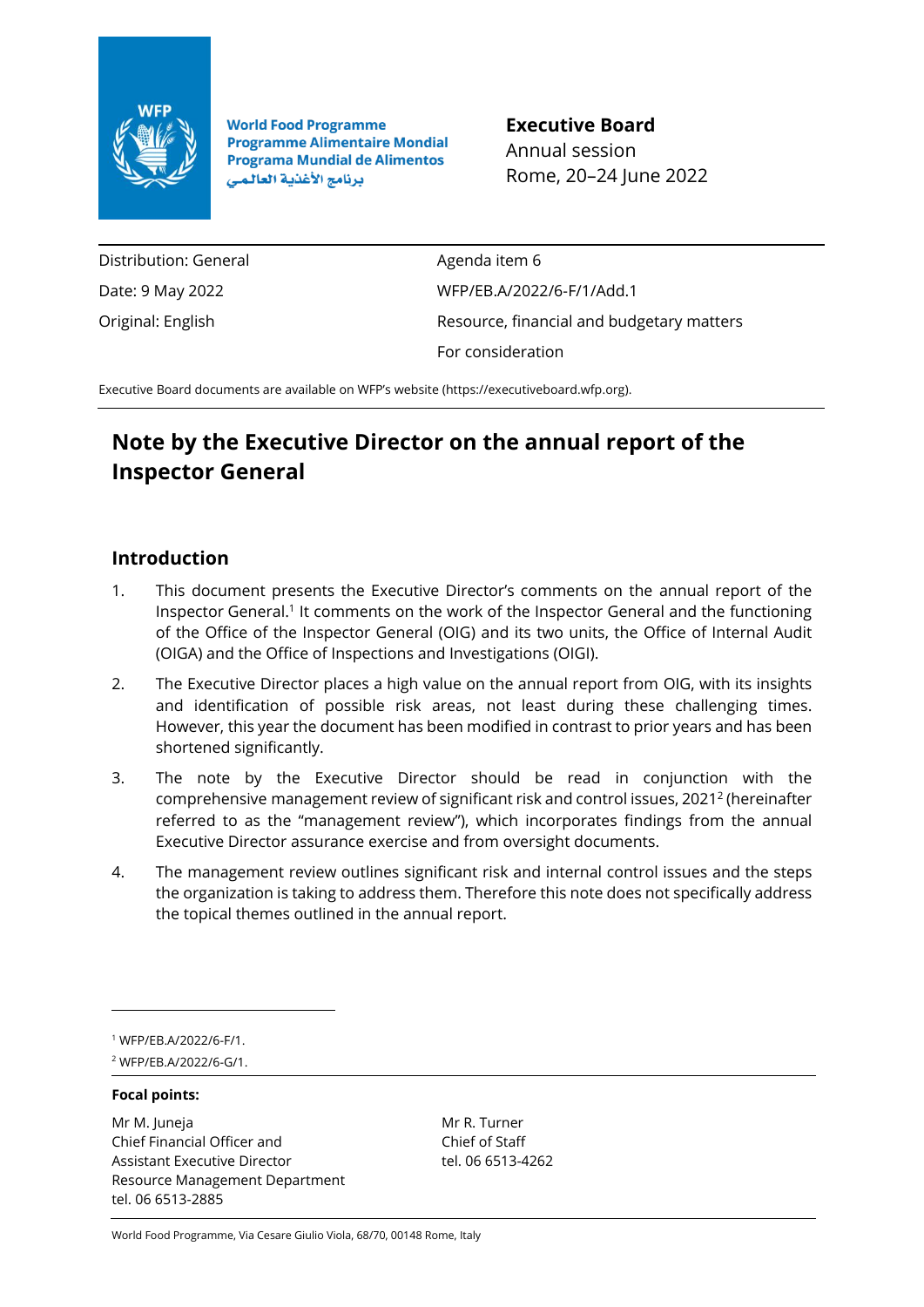World Food Programme
Programme Alimentaire Mondial
Programa Mundial de Alimentos
برنامج الأغذية العالمي

**Executive Board**
Annual session
Rome, 20–24 June 2022

| | |
|---|---|
| Distribution: General | Agenda item 6 |
| Date: 9 May 2022 | WFP/EB.A/2022/6-F/1/Add.1 |
| Original: English | Resource, financial and budgetary matters |
| | For consideration |

Executive Board documents are available on WFP's website (https://executiveboard.wfp.org).

# Note by the Executive Director on the annual report of the Inspector General

## Introduction

1. This document presents the Executive Director's comments on the annual report of the Inspector General.[1] It comments on the work of the Inspector General and the functioning of the Office of the Inspector General (OIG) and its two units, the Office of Internal Audit (OIGA) and the Office of Inspections and Investigations (OIGI).

2. The Executive Director places a high value on the annual report from OIG, with its insights and identification of possible risk areas, not least during these challenging times. However, this year the document has been modified in contrast to prior years and has been shortened significantly.

3. The note by the Executive Director should be read in conjunction with the comprehensive management review of significant risk and control issues, 2021[2] (hereinafter referred to as the "management review"), which incorporates findings from the annual Executive Director assurance exercise and from oversight documents.

4. The management review outlines significant risk and internal control issues and the steps the organization is taking to address them. Therefore this note does not specifically address the topical themes outlined in the annual report.

[1] WFP/EB.A/2022/6-F/1.

[2] WFP/EB.A/2022/6-G/1.

**Focal points:**

Mr M. Juneja
Chief Financial Officer and
Assistant Executive Director
Resource Management Department
tel. 06 6513-2885

Mr R. Turner
Chief of Staff
tel. 06 6513-4262

World Food Programme, Via Cesare Giulio Viola, 68/70, 00148 Rome, Italy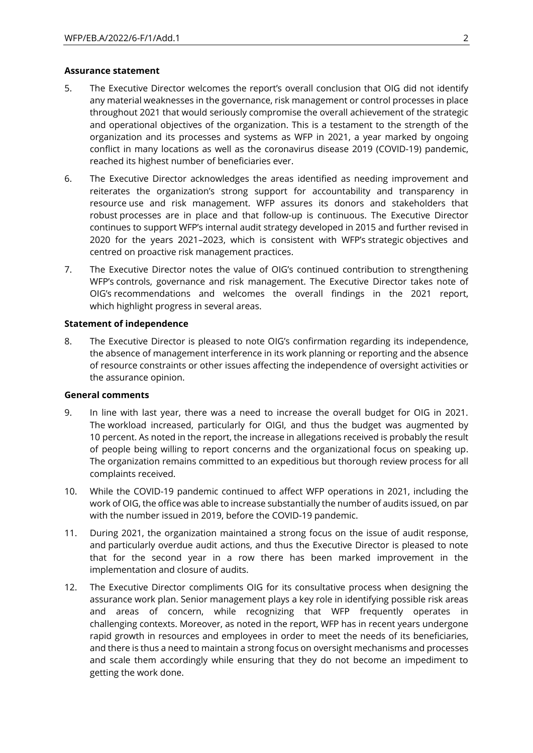**Assurance statement**

5. The Executive Director welcomes the report's overall conclusion that OIG did not identify any material weaknesses in the governance, risk management or control processes in place throughout 2021 that would seriously compromise the overall achievement of the strategic and operational objectives of the organization. This is a testament to the strength of the organization and its processes and systems as WFP in 2021, a year marked by ongoing conflict in many locations as well as the coronavirus disease 2019 (COVID-19) pandemic, reached its highest number of beneficiaries ever.

6. The Executive Director acknowledges the areas identified as needing improvement and reiterates the organization's strong support for accountability and transparency in resource use and risk management. WFP assures its donors and stakeholders that robust processes are in place and that follow-up is continuous. The Executive Director continues to support WFP's internal audit strategy developed in 2015 and further revised in 2020 for the years 2021–2023, which is consistent with WFP's strategic objectives and centred on proactive risk management practices.

7. The Executive Director notes the value of OIG's continued contribution to strengthening WFP's controls, governance and risk management. The Executive Director takes note of OIG's recommendations and welcomes the overall findings in the 2021 report, which highlight progress in several areas.

**Statement of independence**

8. The Executive Director is pleased to note OIG's confirmation regarding its independence, the absence of management interference in its work planning or reporting and the absence of resource constraints or other issues affecting the independence of oversight activities or the assurance opinion.

**General comments**

9. In line with last year, there was a need to increase the overall budget for OIG in 2021. The workload increased, particularly for OIGI, and thus the budget was augmented by 10 percent. As noted in the report, the increase in allegations received is probably the result of people being willing to report concerns and the organizational focus on speaking up. The organization remains committed to an expeditious but thorough review process for all complaints received.

10. While the COVID-19 pandemic continued to affect WFP operations in 2021, including the work of OIG, the office was able to increase substantially the number of audits issued, on par with the number issued in 2019, before the COVID-19 pandemic.

11. During 2021, the organization maintained a strong focus on the issue of audit response, and particularly overdue audit actions, and thus the Executive Director is pleased to note that for the second year in a row there has been marked improvement in the implementation and closure of audits.

12. The Executive Director compliments OIG for its consultative process when designing the assurance work plan. Senior management plays a key role in identifying possible risk areas and areas of concern, while recognizing that WFP frequently operates in challenging contexts. Moreover, as noted in the report, WFP has in recent years undergone rapid growth in resources and employees in order to meet the needs of its beneficiaries, and there is thus a need to maintain a strong focus on oversight mechanisms and processes and scale them accordingly while ensuring that they do not become an impediment to getting the work done.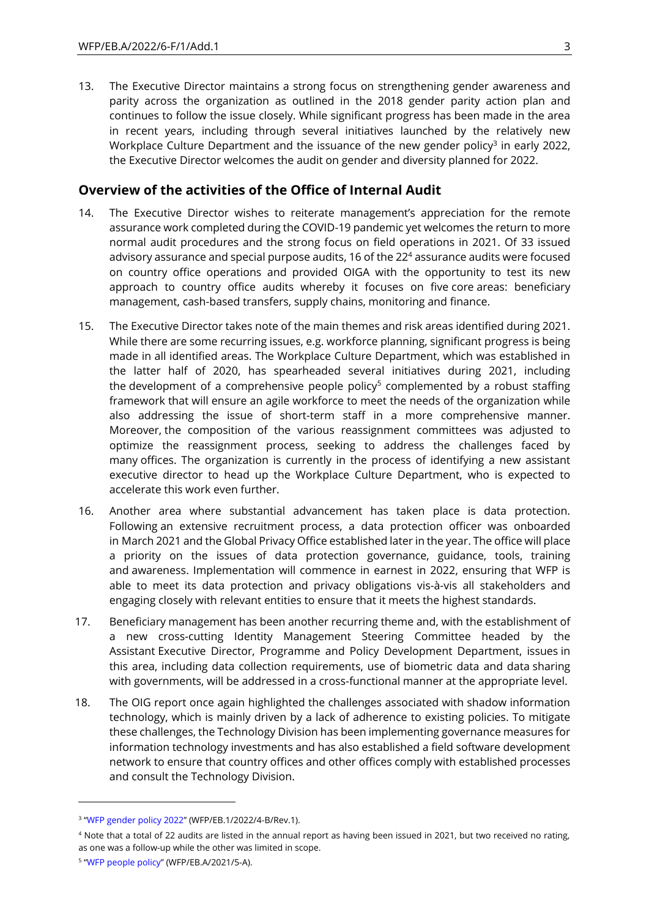13. The Executive Director maintains a strong focus on strengthening gender awareness and parity across the organization as outlined in the 2018 gender parity action plan and continues to follow the issue closely. While significant progress has been made in the area in recent years, including through several initiatives launched by the relatively new Workplace Culture Department and the issuance of the new gender policy[3] in early 2022, the Executive Director welcomes the audit on gender and diversity planned for 2022.

## Overview of the activities of the Office of Internal Audit

14. The Executive Director wishes to reiterate management's appreciation for the remote assurance work completed during the COVID-19 pandemic yet welcomes the return to more normal audit procedures and the strong focus on field operations in 2021. Of 33 issued advisory assurance and special purpose audits, 16 of the 22[4] assurance audits were focused on country office operations and provided OIGA with the opportunity to test its new approach to country office audits whereby it focuses on five core areas: beneficiary management, cash-based transfers, supply chains, monitoring and finance.

15. The Executive Director takes note of the main themes and risk areas identified during 2021. While there are some recurring issues, e.g. workforce planning, significant progress is being made in all identified areas. The Workplace Culture Department, which was established in the latter half of 2020, has spearheaded several initiatives during 2021, including the development of a comprehensive people policy[5] complemented by a robust staffing framework that will ensure an agile workforce to meet the needs of the organization while also addressing the issue of short-term staff in a more comprehensive manner. Moreover, the composition of the various reassignment committees was adjusted to optimize the reassignment process, seeking to address the challenges faced by many offices. The organization is currently in the process of identifying a new assistant executive director to head up the Workplace Culture Department, who is expected to accelerate this work even further.

16. Another area where substantial advancement has taken place is data protection. Following an extensive recruitment process, a data protection officer was onboarded in March 2021 and the Global Privacy Office established later in the year. The office will place a priority on the issues of data protection governance, guidance, tools, training and awareness. Implementation will commence in earnest in 2022, ensuring that WFP is able to meet its data protection and privacy obligations vis-à-vis all stakeholders and engaging closely with relevant entities to ensure that it meets the highest standards.

17. Beneficiary management has been another recurring theme and, with the establishment of a new cross-cutting Identity Management Steering Committee headed by the Assistant Executive Director, Programme and Policy Development Department, issues in this area, including data collection requirements, use of biometric data and data sharing with governments, will be addressed in a cross-functional manner at the appropriate level.

18. The OIG report once again highlighted the challenges associated with shadow information technology, which is mainly driven by a lack of adherence to existing policies. To mitigate these challenges, the Technology Division has been implementing governance measures for information technology investments and has also established a field software development network to ensure that country offices and other offices comply with established processes and consult the Technology Division.

---

[3] "WFP gender policy 2022" (WFP/EB.1/2022/4-B/Rev.1).

[4] Note that a total of 22 audits are listed in the annual report as having been issued in 2021, but two received no rating, as one was a follow-up while the other was limited in scope.

[5] "WFP people policy" (WFP/EB.A/2021/5-A).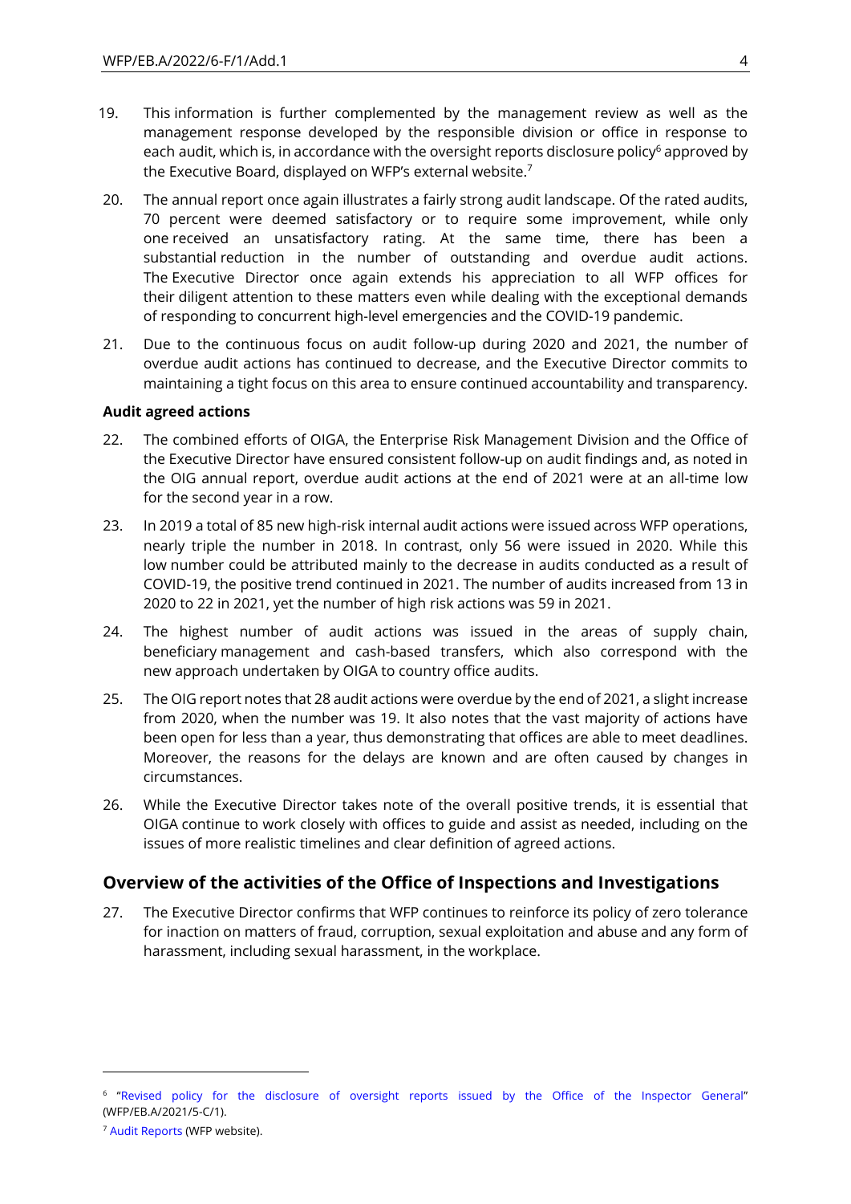19. This information is further complemented by the management review as well as the management response developed by the responsible division or office in response to each audit, which is, in accordance with the oversight reports disclosure policy[6] approved by the Executive Board, displayed on WFP's external website.[7]

20. The annual report once again illustrates a fairly strong audit landscape. Of the rated audits, 70 percent were deemed satisfactory or to require some improvement, while only one received an unsatisfactory rating. At the same time, there has been a substantial reduction in the number of outstanding and overdue audit actions. The Executive Director once again extends his appreciation to all WFP offices for their diligent attention to these matters even while dealing with the exceptional demands of responding to concurrent high-level emergencies and the COVID-19 pandemic.

21. Due to the continuous focus on audit follow-up during 2020 and 2021, the number of overdue audit actions has continued to decrease, and the Executive Director commits to maintaining a tight focus on this area to ensure continued accountability and transparency.

**Audit agreed actions**

22. The combined efforts of OIGA, the Enterprise Risk Management Division and the Office of the Executive Director have ensured consistent follow-up on audit findings and, as noted in the OIG annual report, overdue audit actions at the end of 2021 were at an all-time low for the second year in a row.

23. In 2019 a total of 85 new high-risk internal audit actions were issued across WFP operations, nearly triple the number in 2018. In contrast, only 56 were issued in 2020. While this low number could be attributed mainly to the decrease in audits conducted as a result of COVID-19, the positive trend continued in 2021. The number of audits increased from 13 in 2020 to 22 in 2021, yet the number of high risk actions was 59 in 2021.

24. The highest number of audit actions was issued in the areas of supply chain, beneficiary management and cash-based transfers, which also correspond with the new approach undertaken by OIGA to country office audits.

25. The OIG report notes that 28 audit actions were overdue by the end of 2021, a slight increase from 2020, when the number was 19. It also notes that the vast majority of actions have been open for less than a year, thus demonstrating that offices are able to meet deadlines. Moreover, the reasons for the delays are known and are often caused by changes in circumstances.

26. While the Executive Director takes note of the overall positive trends, it is essential that OIGA continue to work closely with offices to guide and assist as needed, including on the issues of more realistic timelines and clear definition of agreed actions.

## Overview of the activities of the Office of Inspections and Investigations

27. The Executive Director confirms that WFP continues to reinforce its policy of zero tolerance for inaction on matters of fraud, corruption, sexual exploitation and abuse and any form of harassment, including sexual harassment, in the workplace.

---

[6] "Revised policy for the disclosure of oversight reports issued by the Office of the Inspector General" (WFP/EB.A/2021/5-C/1).

[7] Audit Reports (WFP website).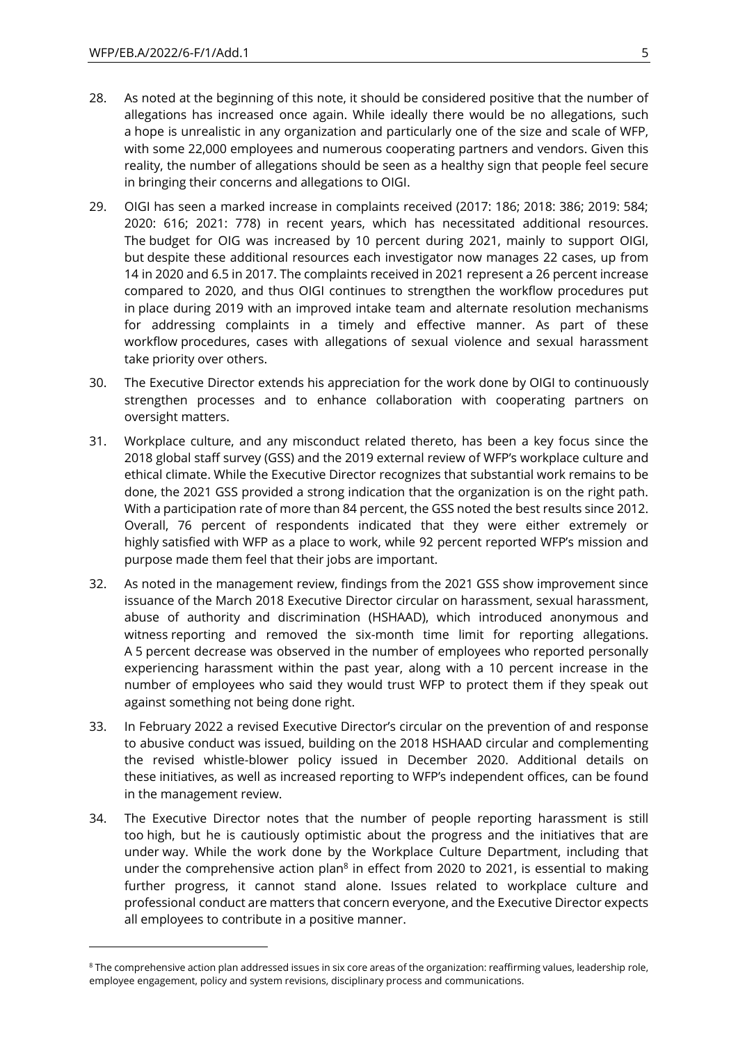28. As noted at the beginning of this note, it should be considered positive that the number of allegations has increased once again. While ideally there would be no allegations, such a hope is unrealistic in any organization and particularly one of the size and scale of WFP, with some 22,000 employees and numerous cooperating partners and vendors. Given this reality, the number of allegations should be seen as a healthy sign that people feel secure in bringing their concerns and allegations to OIGI.

29. OIGI has seen a marked increase in complaints received (2017: 186; 2018: 386; 2019: 584; 2020: 616; 2021: 778) in recent years, which has necessitated additional resources. The budget for OIG was increased by 10 percent during 2021, mainly to support OIGI, but despite these additional resources each investigator now manages 22 cases, up from 14 in 2020 and 6.5 in 2017. The complaints received in 2021 represent a 26 percent increase compared to 2020, and thus OIGI continues to strengthen the workflow procedures put in place during 2019 with an improved intake team and alternate resolution mechanisms for addressing complaints in a timely and effective manner. As part of these workflow procedures, cases with allegations of sexual violence and sexual harassment take priority over others.

30. The Executive Director extends his appreciation for the work done by OIGI to continuously strengthen processes and to enhance collaboration with cooperating partners on oversight matters.

31. Workplace culture, and any misconduct related thereto, has been a key focus since the 2018 global staff survey (GSS) and the 2019 external review of WFP's workplace culture and ethical climate. While the Executive Director recognizes that substantial work remains to be done, the 2021 GSS provided a strong indication that the organization is on the right path. With a participation rate of more than 84 percent, the GSS noted the best results since 2012. Overall, 76 percent of respondents indicated that they were either extremely or highly satisfied with WFP as a place to work, while 92 percent reported WFP's mission and purpose made them feel that their jobs are important.

32. As noted in the management review, findings from the 2021 GSS show improvement since issuance of the March 2018 Executive Director circular on harassment, sexual harassment, abuse of authority and discrimination (HSHAAD), which introduced anonymous and witness reporting and removed the six-month time limit for reporting allegations. A 5 percent decrease was observed in the number of employees who reported personally experiencing harassment within the past year, along with a 10 percent increase in the number of employees who said they would trust WFP to protect them if they speak out against something not being done right.

33. In February 2022 a revised Executive Director's circular on the prevention of and response to abusive conduct was issued, building on the 2018 HSHAAD circular and complementing the revised whistle-blower policy issued in December 2020. Additional details on these initiatives, as well as increased reporting to WFP's independent offices, can be found in the management review.

34. The Executive Director notes that the number of people reporting harassment is still too high, but he is cautiously optimistic about the progress and the initiatives that are under way. While the work done by the Workplace Culture Department, including that under the comprehensive action plan[8] in effect from 2020 to 2021, is essential to making further progress, it cannot stand alone. Issues related to workplace culture and professional conduct are matters that concern everyone, and the Executive Director expects all employees to contribute in a positive manner.

---

[8] The comprehensive action plan addressed issues in six core areas of the organization: reaffirming values, leadership role, employee engagement, policy and system revisions, disciplinary process and communications.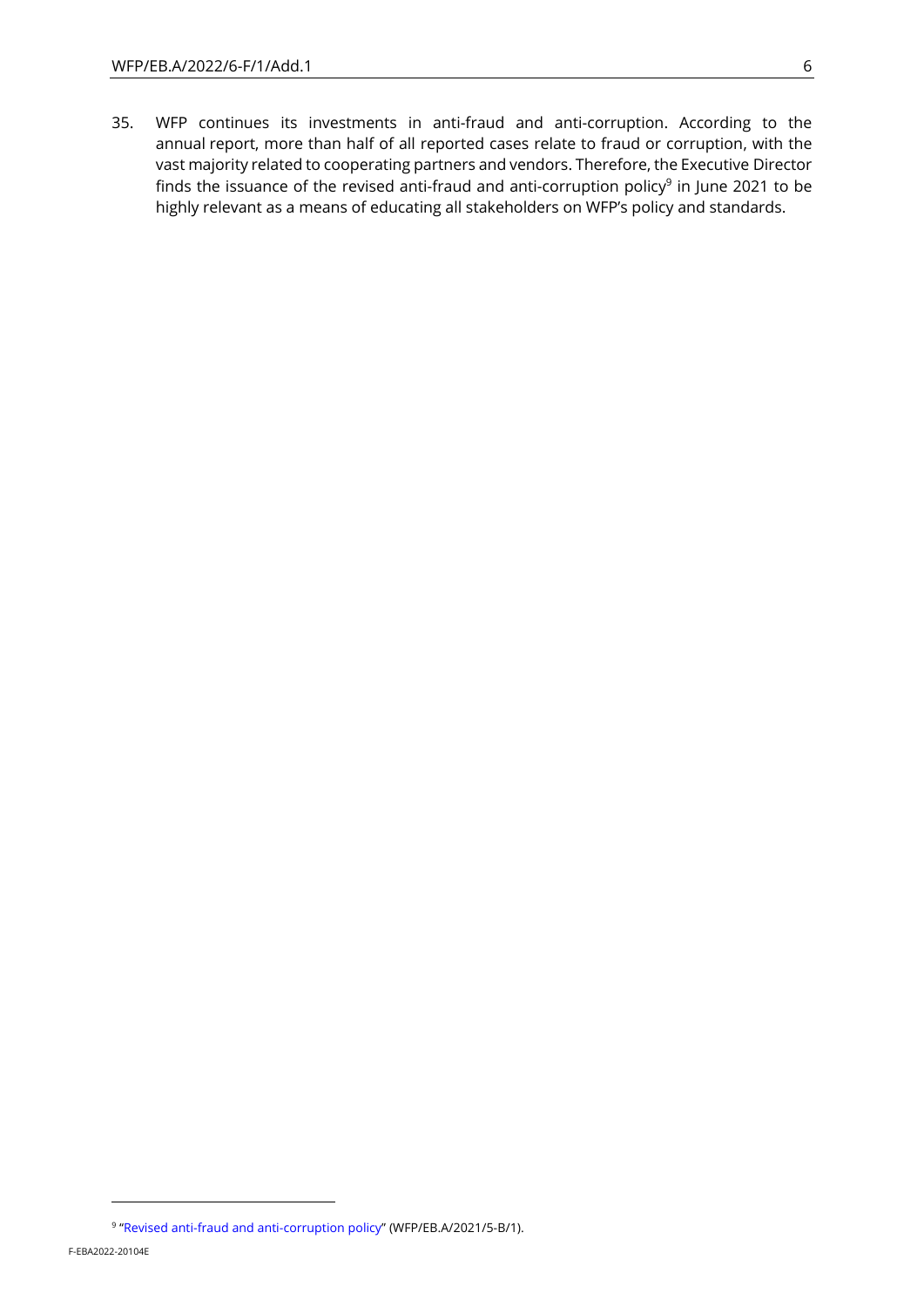35. WFP continues its investments in anti-fraud and anti-corruption. According to the annual report, more than half of all reported cases relate to fraud or corruption, with the vast majority related to cooperating partners and vendors. Therefore, the Executive Director finds the issuance of the revised anti-fraud and anti-corruption policy[9] in June 2021 to be highly relevant as a means of educating all stakeholders on WFP's policy and standards.

---

[9] "Revised anti-fraud and anti-corruption policy" (WFP/EB.A/2021/5-B/1).

F-EBA2022-20104E